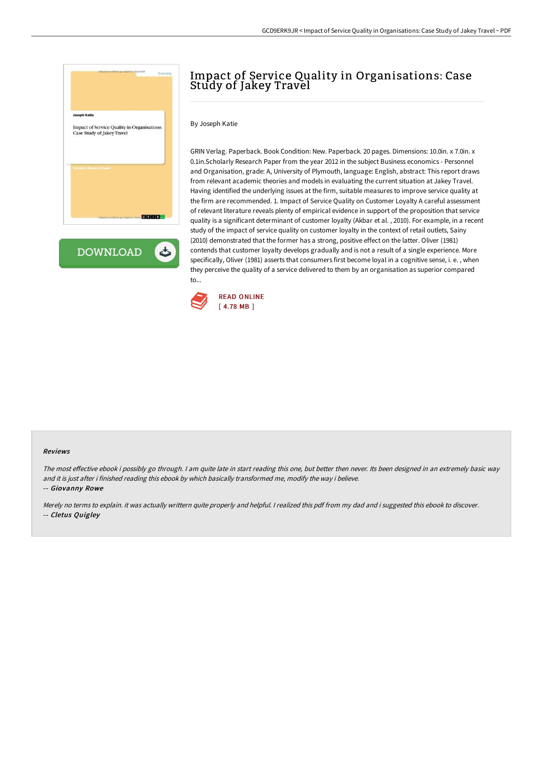# Impact of Service Quality in Organisations: Case Study of Jakey Travel

By Joseph Katie

GRIN Verlag. Paperback. Book Condition: New. Paperback. 20 pages. Dimensions: 10.0in. x 7.0in. x 0.1in.Scholarly Research Paper from the year 2012 in the subject Business economics - Personnel and Organisation, grade: A, University of Plymouth, language: English, abstract: This report draws from relevant academic theories and models in evaluating the current situation at Jakey Travel. Having identified the underlying issues at the firm, suitable measures to improve service quality at the firm are recommended. 1. Impact of Service Quality on Customer Loyalty A careful assessment of relevant literature reveals plenty of empirical evidence in support of the proposition that service quality is a significant determinant of customer loyalty (Akbar et al. , 2010). For example, in a recent study of the impact of service quality on customer loyalty in the context of retail outlets, Sainy (2010) demonstrated that the former has a strong, positive effect on the latter. Oliver (1981) contends that customer loyalty develops gradually and is not a result of a single experience. More specifically, Oliver (1981) asserts that consumers first become loyal in a cognitive sense, i. e. , when they perceive the quality of a service delivered to them by an organisation as superior compared to...

READ ONLINE
[ 4.78 MB ]

## Reviews

*The most effective ebook i possibly go through. I am quite late in start reading this one, but better then never. Its been designed in an extremely basic way and it is just after i finished reading this ebook by which basically transformed me, modify the way i believe.*

-- *Giovanny Rowe*

*Merely no terms to explain. it was actually writtern quite properly and helpful. I realized this pdf from my dad and i suggested this ebook to discover.*

-- *Cletus Quigley*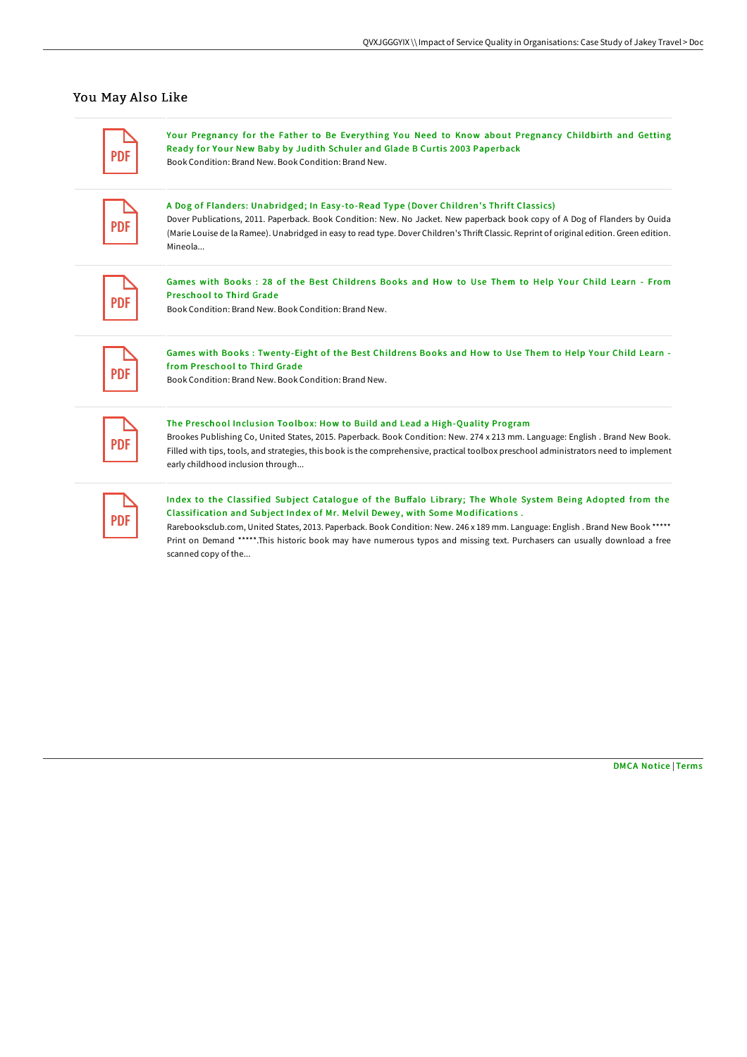## You May Also Like

PDF

**Your Pregnancy for the Father to Be Everything You Need to Know about Pregnancy Childbirth and Getting Ready for Your New Baby by Judith Schuler and Glade B Curtis 2003 Paperback**

Book Condition: Brand New. Book Condition: Brand New.

PDF

**A Dog of Flanders: Unabridged; In Easy-to-Read Type (Dover Children's Thrift Classics)**

Dover Publications, 2011. Paperback. Book Condition: New. No Jacket. New paperback book copy of A Dog of Flanders by Ouida (Marie Louise de la Ramee). Unabridged in easy to read type. Dover Children's Thrift Classic. Reprint of original edition. Green edition. Mineola...

PDF

**Games with Books : 28 of the Best Childrens Books and How to Use Them to Help Your Child Learn - From Preschool to Third Grade**

Book Condition: Brand New. Book Condition: Brand New.

PDF

**Games with Books : Twenty-Eight of the Best Childrens Books and How to Use Them to Help Your Child Learn - from Preschool to Third Grade**

Book Condition: Brand New. Book Condition: Brand New.

PDF

**The Preschool Inclusion Toolbox: How to Build and Lead a High-Quality Program**

Brookes Publishing Co, United States, 2015. Paperback. Book Condition: New. 274 x 213 mm. Language: English . Brand New Book. Filled with tips, tools, and strategies, this book is the comprehensive, practical toolbox preschool administrators need to implement early childhood inclusion through...

PDF

**Index to the Classified Subject Catalogue of the Buffalo Library; The Whole System Being Adopted from the Classification and Subject Index of Mr. Melvil Dewey, with Some Modifications .**

Rarebooksclub.com, United States, 2013. Paperback. Book Condition: New. 246 x 189 mm. Language: English . Brand New Book ***** Print on Demand *****.This historic book may have numerous typos and missing text. Purchasers can usually download a free scanned copy of the...